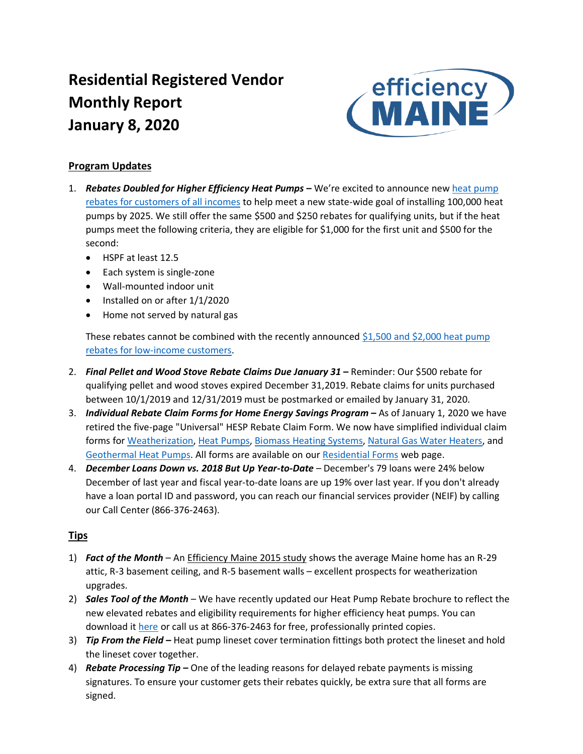# Residential Registered Vendor Monthly Report January 8, 2020

efficiency MAINE

## Program Updates

1. ***Rebates Doubled for Higher Efficiency Heat Pumps –*** We're excited to announce new heat pump rebates for customers of all incomes to help meet a new state-wide goal of installing 100,000 heat pumps by 2025. We still offer the same $500 and $250 rebates for qualifying units, but if the heat pumps meet the following criteria, they are eligible for $1,000 for the first unit and $500 for the second:
   - HSPF at least 12.5
   - Each system is single-zone
   - Wall-mounted indoor unit
   - Installed on or after 1/1/2020
   - Home not served by natural gas

   These rebates cannot be combined with the recently announced $1,500 and $2,000 heat pump rebates for low-income customers.

2. ***Final Pellet and Wood Stove Rebate Claims Due January 31 –*** Reminder: Our $500 rebate for qualifying pellet and wood stoves expired December 31,2019. Rebate claims for units purchased between 10/1/2019 and 12/31/2019 must be postmarked or emailed by January 31, 2020.
3. ***Individual Rebate Claim Forms for Home Energy Savings Program –*** As of January 1, 2020 we have retired the five-page "Universal" HESP Rebate Claim Form. We now have simplified individual claim forms for Weatherization, Heat Pumps, Biomass Heating Systems, Natural Gas Water Heaters, and Geothermal Heat Pumps. All forms are available on our Residential Forms web page.
4. ***December Loans Down vs. 2018 But Up Year-to-Date*** – December's 79 loans were 24% below December of last year and fiscal year-to-date loans are up 19% over last year. If you don't already have a loan portal ID and password, you can reach our financial services provider (NEIF) by calling our Call Center (866-376-2463).

## Tips

1) ***Fact of the Month*** – An Efficiency Maine 2015 study shows the average Maine home has an R-29 attic, R-3 basement ceiling, and R-5 basement walls – excellent prospects for weatherization upgrades.
2) ***Sales Tool of the Month*** – We have recently updated our Heat Pump Rebate brochure to reflect the new elevated rebates and eligibility requirements for higher efficiency heat pumps. You can download it here or call us at 866-376-2463 for free, professionally printed copies.
3) ***Tip From the Field –*** Heat pump lineset cover termination fittings both protect the lineset and hold the lineset cover together.
4) ***Rebate Processing Tip –*** One of the leading reasons for delayed rebate payments is missing signatures. To ensure your customer gets their rebates quickly, be extra sure that all forms are signed.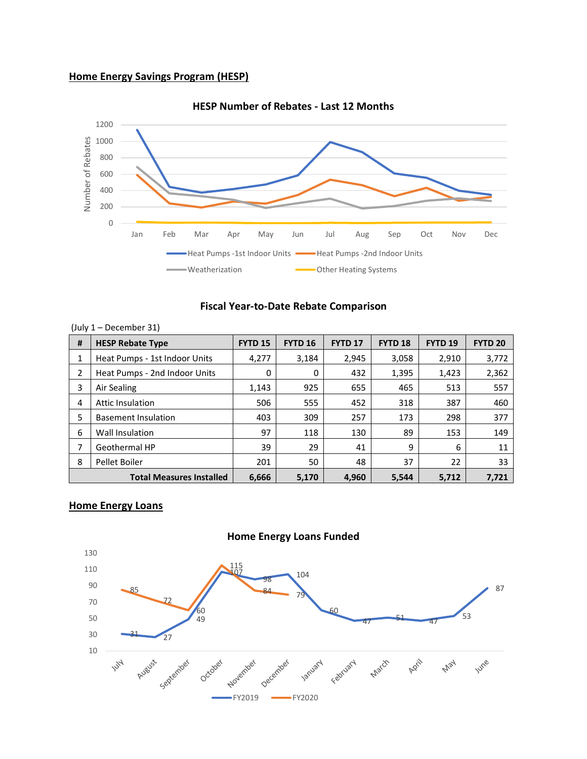## Home Energy Savings Program (HESP)

HESP Number of Rebates - Last 12 Months

Number of Rebates

1200
1000
800
600
400
200
0

Jan Feb Mar Apr May Jun Jul Aug Sep Oct Nov Dec

Heat Pumps -1st Indoor Units
Heat Pumps -2nd Indoor Units
Weatherization
Other Heating Systems

### Fiscal Year-to-Date Rebate Comparison

(July 1 – December 31)

| # | HESP Rebate Type | FYTD 15 | FYTD 16 | FYTD 17 | FYTD 18 | FYTD 19 | FYTD 20 |
|---|---|---|---|---|---|---|---|
| 1 | Heat Pumps - 1st Indoor Units | 4,277 | 3,184 | 2,945 | 3,058 | 2,910 | 3,772 |
| 2 | Heat Pumps - 2nd Indoor Units | 0 | 0 | 432 | 1,395 | 1,423 | 2,362 |
| 3 | Air Sealing | 1,143 | 925 | 655 | 465 | 513 | 557 |
| 4 | Attic Insulation | 506 | 555 | 452 | 318 | 387 | 460 |
| 5 | Basement Insulation | 403 | 309 | 257 | 173 | 298 | 377 |
| 6 | Wall Insulation | 97 | 118 | 130 | 89 | 153 | 149 |
| 7 | Geothermal HP | 39 | 29 | 41 | 9 | 6 | 11 |
| 8 | Pellet Boiler | 201 | 50 | 48 | 37 | 22 | 33 |
| | **Total Measures Installed** | **6,666** | **5,170** | **4,960** | **5,544** | **5,712** | **7,721** |

## Home Energy Loans

Home Energy Loans Funded

130
110
90
70
50
30
10

July August September October November December January February March April May June

FY2019: 31, 27, 49, 107, 98, 104, 60, 47, 51, 47, 53, 87

FY2020: 85, 72, 60, 115, 84, 79

FY2019 FY2020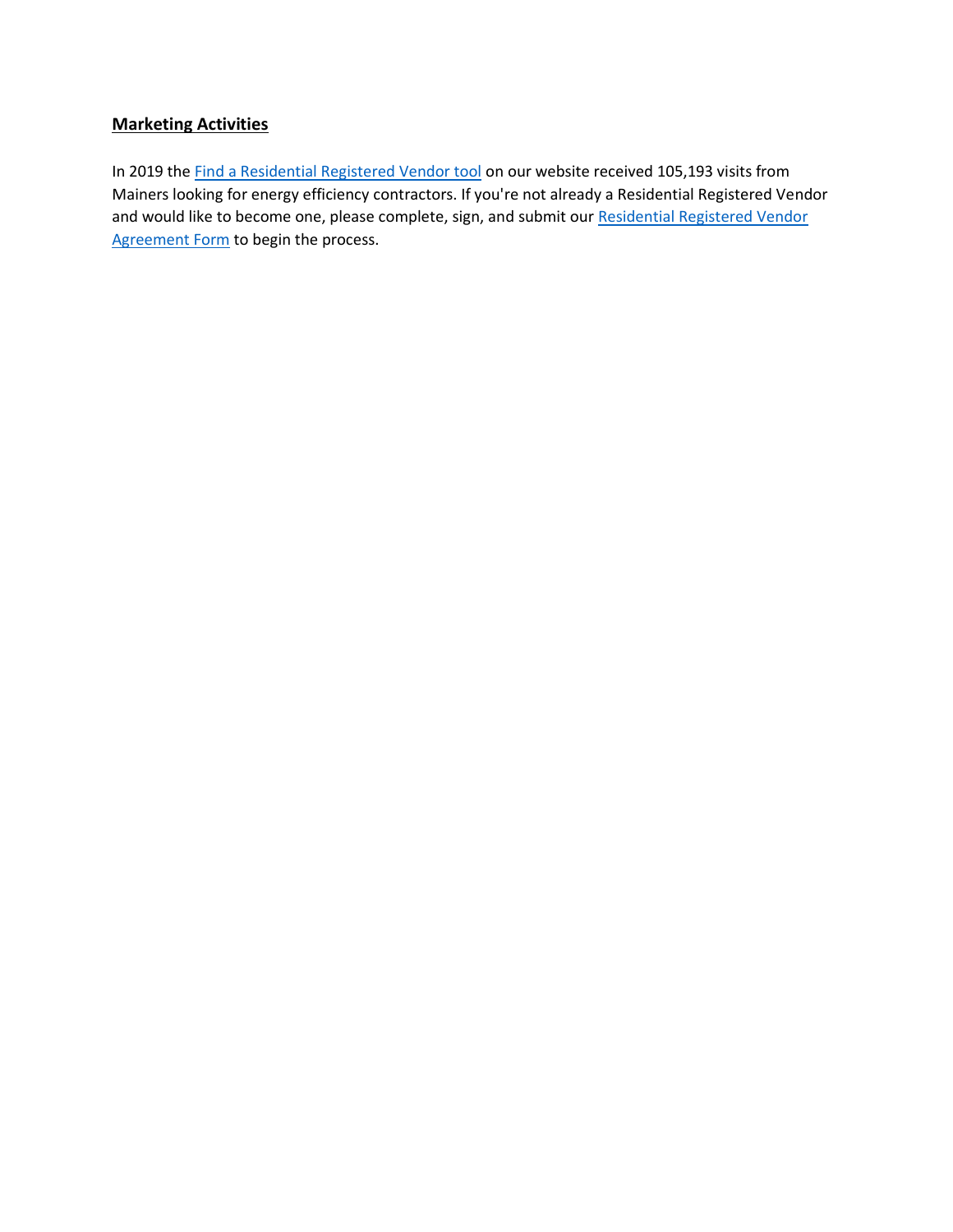**Marketing Activities**

In 2019 the Find a Residential Registered Vendor tool on our website received 105,193 visits from Mainers looking for energy efficiency contractors. If you're not already a Residential Registered Vendor and would like to become one, please complete, sign, and submit our Residential Registered Vendor Agreement Form to begin the process.